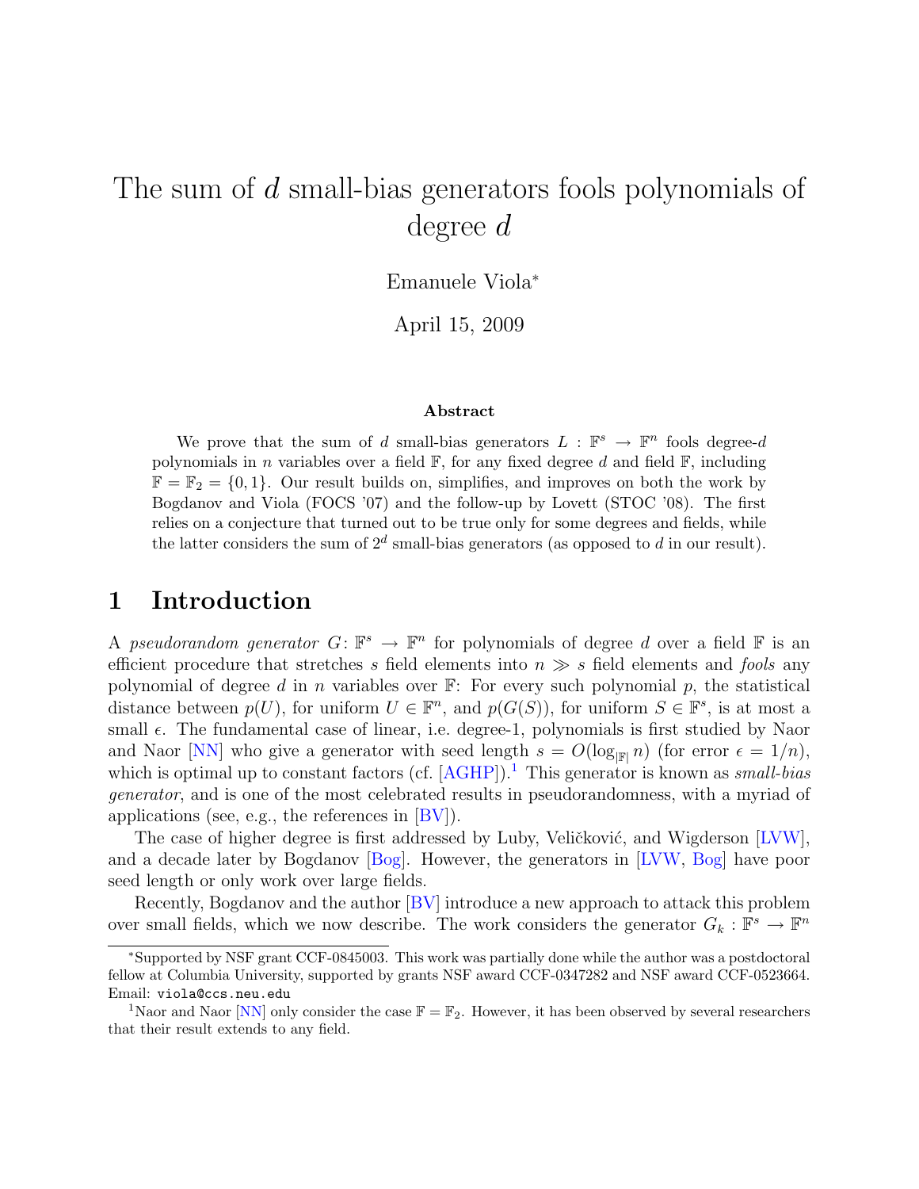# The sum of $d$ small-bias generators fools polynomials of degree $d$

Emanuele Viola[*]

April 15, 2009

### Abstract

We prove that the sum of $d$ small-bias generators $L : \mathbb{F}^s \to \mathbb{F}^n$ fools degree-$d$ polynomials in $n$ variables over a field $\mathbb{F}$, for any fixed degree $d$ and field $\mathbb{F}$, including $\mathbb{F} = \mathbb{F}_2 = \{0, 1\}$. Our result builds on, simplifies, and improves on both the work by Bogdanov and Viola (FOCS '07) and the follow-up by Lovett (STOC '08). The first relies on a conjecture that turned out to be true only for some degrees and fields, while the latter considers the sum of $2^d$ small-bias generators (as opposed to $d$ in our result).

## 1 Introduction

A *pseudorandom generator* $G : \mathbb{F}^s \to \mathbb{F}^n$ for polynomials of degree $d$ over a field $\mathbb{F}$ is an efficient procedure that stretches $s$ field elements into $n \gg s$ field elements and *fools* any polynomial of degree $d$ in $n$ variables over $\mathbb{F}$: For every such polynomial $p$, the statistical distance between $p(U)$, for uniform $U \in \mathbb{F}^n$, and $p(G(S))$, for uniform $S \in \mathbb{F}^s$, is at most a small $\epsilon$. The fundamental case of linear, i.e. degree-1, polynomials is first studied by Naor and Naor [NN] who give a generator with seed length $s = O(\log_{|\mathbb{F}|} n)$ (for error $\epsilon = 1/n$), which is optimal up to constant factors (cf. [AGHP]).[1] This generator is known as *small-bias generator*, and is one of the most celebrated results in pseudorandomness, with a myriad of applications (see, e.g., the references in [BV]).

The case of higher degree is first addressed by Luby, Veličković, and Wigderson [LVW], and a decade later by Bogdanov [Bog]. However, the generators in [LVW, Bog] have poor seed length or only work over large fields.

Recently, Bogdanov and the author [BV] introduce a new approach to attack this problem over small fields, which we now describe. The work considers the generator $G_k : \mathbb{F}^s \to \mathbb{F}^n$

---

[*]Supported by NSF grant CCF-0845003. This work was partially done while the author was a postdoctoral fellow at Columbia University, supported by grants NSF award CCF-0347282 and NSF award CCF-0523664. Email: `viola@ccs.neu.edu`

[1]Naor and Naor [NN] only consider the case $\mathbb{F} = \mathbb{F}_2$. However, it has been observed by several researchers that their result extends to any field.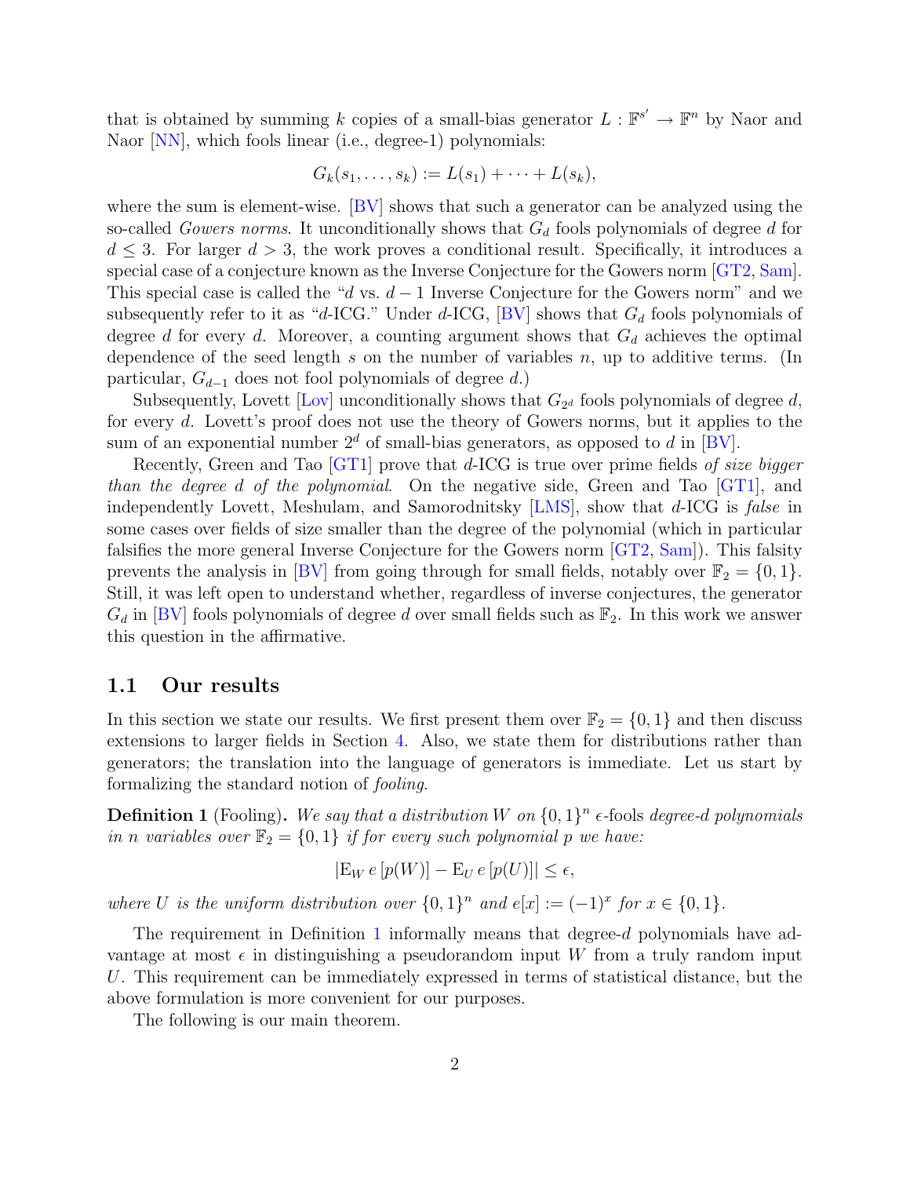that is obtained by summing $k$ copies of a small-bias generator $L : \mathbb{F}^{s'} \to \mathbb{F}^n$ by Naor and Naor [NN], which fools linear (i.e., degree-1) polynomials:

$$G_k(s_1, \ldots, s_k) := L(s_1) + \cdots + L(s_k),$$

where the sum is element-wise. [BV] shows that such a generator can be analyzed using the so-called *Gowers norms*. It unconditionally shows that $G_d$ fools polynomials of degree $d$ for $d \leq 3$. For larger $d > 3$, the work proves a conditional result. Specifically, it introduces a special case of a conjecture known as the Inverse Conjecture for the Gowers norm [GT2, Sam]. This special case is called the "$d$ vs. $d-1$ Inverse Conjecture for the Gowers norm" and we subsequently refer to it as "$d$-ICG." Under $d$-ICG, [BV] shows that $G_d$ fools polynomials of degree $d$ for every $d$. Moreover, a counting argument shows that $G_d$ achieves the optimal dependence of the seed length $s$ on the number of variables $n$, up to additive terms. (In particular, $G_{d-1}$ does not fool polynomials of degree $d$.)

Subsequently, Lovett [Lov] unconditionally shows that $G_{2^d}$ fools polynomials of degree $d$, for every $d$. Lovett's proof does not use the theory of Gowers norms, but it applies to the sum of an exponential number $2^d$ of small-bias generators, as opposed to $d$ in [BV].

Recently, Green and Tao [GT1] prove that $d$-ICG is true over prime fields *of size bigger than the degree $d$ of the polynomial*. On the negative side, Green and Tao [GT1], and independently Lovett, Meshulam, and Samorodnitsky [LMS], show that $d$-ICG is *false* in some cases over fields of size smaller than the degree of the polynomial (which in particular falsifies the more general Inverse Conjecture for the Gowers norm [GT2, Sam]). This falsity prevents the analysis in [BV] from going through for small fields, notably over $\mathbb{F}_2 = \{0, 1\}$. Still, it was left open to understand whether, regardless of inverse conjectures, the generator $G_d$ in [BV] fools polynomials of degree $d$ over small fields such as $\mathbb{F}_2$. In this work we answer this question in the affirmative.

## 1.1 Our results

In this section we state our results. We first present them over $\mathbb{F}_2 = \{0, 1\}$ and then discuss extensions to larger fields in Section 4. Also, we state them for distributions rather than generators; the translation into the language of generators is immediate. Let us start by formalizing the standard notion of *fooling*.

**Definition 1** (Fooling)**.** *We say that a distribution $W$ on $\{0,1\}^n$ $\epsilon$-*fools* degree-$d$ polynomials in $n$ variables over $\mathbb{F}_2 = \{0, 1\}$ if for every such polynomial $p$ we have:*

$$|\mathrm{E}_W\, e\,[p(W)] - \mathrm{E}_U\, e\,[p(U)]| \leq \epsilon,$$

*where $U$ is the uniform distribution over $\{0,1\}^n$ and $e[x] := (-1)^x$ for $x \in \{0, 1\}$.*

The requirement in Definition 1 informally means that degree-$d$ polynomials have advantage at most $\epsilon$ in distinguishing a pseudorandom input $W$ from a truly random input $U$. This requirement can be immediately expressed in terms of statistical distance, but the above formulation is more convenient for our purposes.

The following is our main theorem.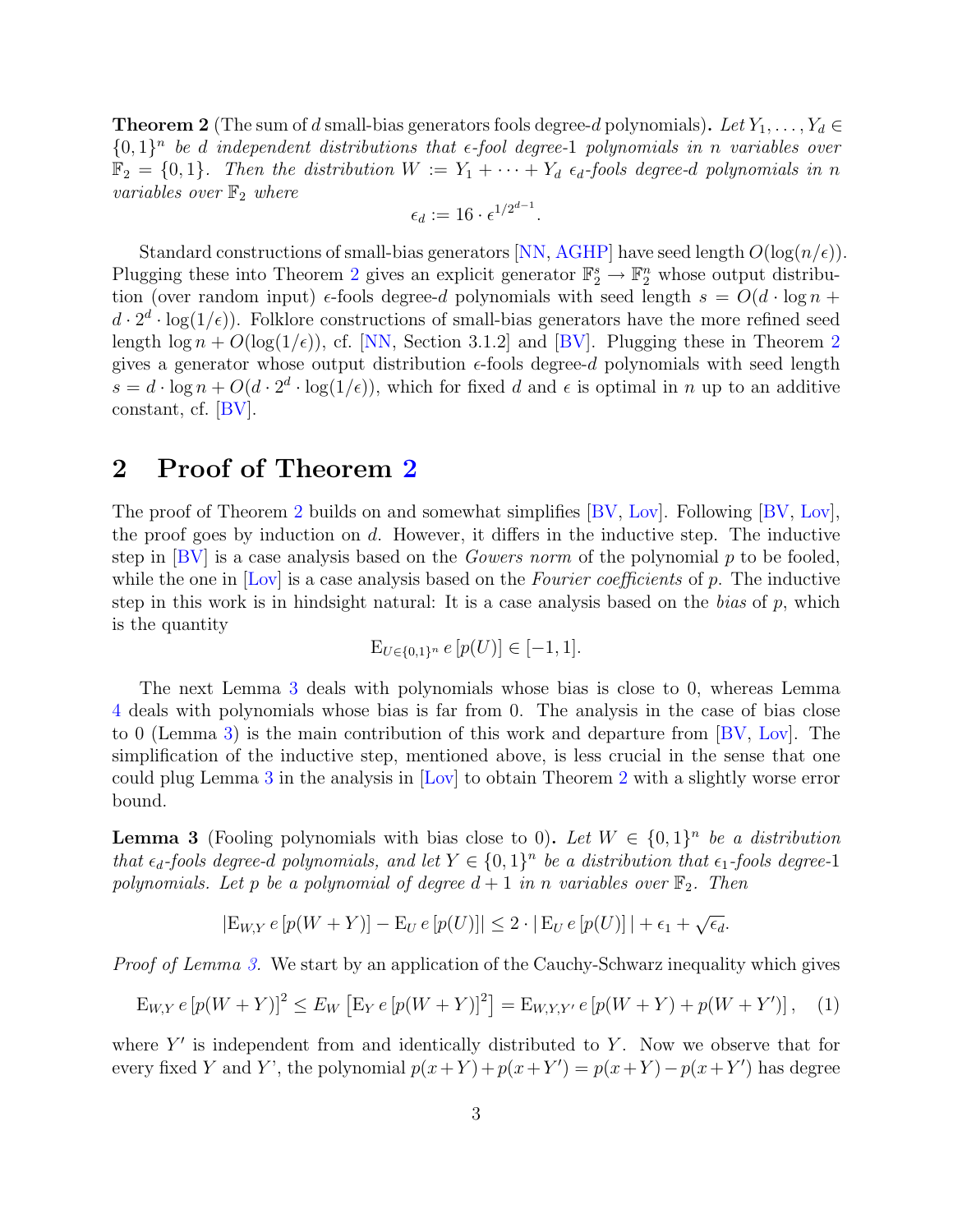**Theorem 2** (The sum of $d$ small-bias generators fools degree-$d$ polynomials)**.** *Let $Y_1, \ldots, Y_d \in \{0,1\}^n$ be $d$ independent distributions that $\epsilon$-fool degree-1 polynomials in $n$ variables over $\mathbb{F}_2 = \{0,1\}$. Then the distribution $W := Y_1 + \cdots + Y_d$ $\epsilon_d$-fools degree-$d$ polynomials in $n$ variables over $\mathbb{F}_2$ where*

$$\epsilon_d := 16 \cdot \epsilon^{1/2^{d-1}}.$$

Standard constructions of small-bias generators [NN, AGHP] have seed length $O(\log(n/\epsilon))$. Plugging these into Theorem 2 gives an explicit generator $\mathbb{F}_2^s \to \mathbb{F}_2^n$ whose output distribution (over random input) $\epsilon$-fools degree-$d$ polynomials with seed length $s = O(d \cdot \log n + d \cdot 2^d \cdot \log(1/\epsilon))$. Folklore constructions of small-bias generators have the more refined seed length $\log n + O(\log(1/\epsilon))$, cf. [NN, Section 3.1.2] and [BV]. Plugging these in Theorem 2 gives a generator whose output distribution $\epsilon$-fools degree-$d$ polynomials with seed length $s = d \cdot \log n + O(d \cdot 2^d \cdot \log(1/\epsilon))$, which for fixed $d$ and $\epsilon$ is optimal in $n$ up to an additive constant, cf. [BV].

## 2 Proof of Theorem 2

The proof of Theorem 2 builds on and somewhat simplifies [BV, Lov]. Following [BV, Lov], the proof goes by induction on $d$. However, it differs in the inductive step. The inductive step in [BV] is a case analysis based on the *Gowers norm* of the polynomial $p$ to be fooled, while the one in [Lov] is a case analysis based on the *Fourier coefficients* of $p$. The inductive step in this work is in hindsight natural: It is a case analysis based on the *bias* of $p$, which is the quantity

$$\mathrm{E}_{U \in \{0,1\}^n} e\,[p(U)] \in [-1, 1].$$

The next Lemma 3 deals with polynomials whose bias is close to 0, whereas Lemma 4 deals with polynomials whose bias is far from 0. The analysis in the case of bias close to 0 (Lemma 3) is the main contribution of this work and departure from [BV, Lov]. The simplification of the inductive step, mentioned above, is less crucial in the sense that one could plug Lemma 3 in the analysis in [Lov] to obtain Theorem 2 with a slightly worse error bound.

**Lemma 3** (Fooling polynomials with bias close to 0)**.** *Let $W \in \{0,1\}^n$ be a distribution that $\epsilon_d$-fools degree-$d$ polynomials, and let $Y \in \{0,1\}^n$ be a distribution that $\epsilon_1$-fools degree-1 polynomials. Let $p$ be a polynomial of degree $d+1$ in $n$ variables over $\mathbb{F}_2$. Then*

$$|\mathrm{E}_{W,Y}\, e\,[p(W+Y)] - \mathrm{E}_U\, e\,[p(U)]| \le 2 \cdot |\,\mathrm{E}_U\, e\,[p(U)]\,| + \epsilon_1 + \sqrt{\epsilon_d}.$$

*Proof of Lemma 3.* We start by an application of the Cauchy-Schwarz inequality which gives

$$\mathrm{E}_{W,Y}\, e\,[p(W+Y)]^2 \le E_W \left[\mathrm{E}_Y\, e\,[p(W+Y)]^2\right] = \mathrm{E}_{W,Y,Y'}\, e\,[p(W+Y) + p(W+Y')]\,, \quad (1)$$

where $Y'$ is independent from and identically distributed to $Y$. Now we observe that for every fixed $Y$ and $Y'$, the polynomial $p(x+Y) + p(x+Y') = p(x+Y) - p(x+Y')$ has degree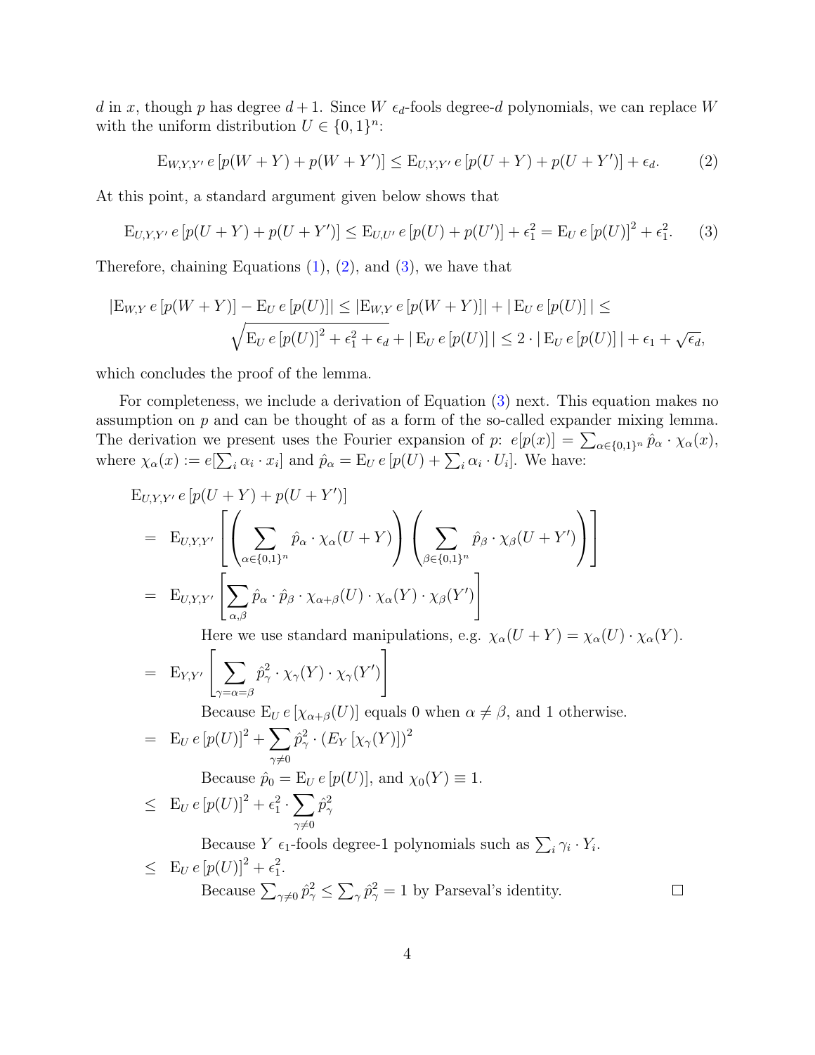$d$ in $x$, though $p$ has degree $d+1$. Since $W$ $\epsilon_d$-fools degree-$d$ polynomials, we can replace $W$ with the uniform distribution $U \in \{0,1\}^n$:

$$\mathrm{E}_{W,Y,Y'}\, e\left[p(W+Y) + p(W+Y')\right] \leq \mathrm{E}_{U,Y,Y'}\, e\left[p(U+Y) + p(U+Y')\right] + \epsilon_d. \tag{2}$$

At this point, a standard argument given below shows that

$$\mathrm{E}_{U,Y,Y'}\, e\left[p(U+Y) + p(U+Y')\right] \leq \mathrm{E}_{U,U'}\, e\left[p(U) + p(U')\right] + \epsilon_1^2 = \mathrm{E}_U\, e\left[p(U)\right]^2 + \epsilon_1^2. \tag{3}$$

Therefore, chaining Equations (1), (2), and (3), we have that

$$\begin{aligned}
\left|\mathrm{E}_{W,Y}\, e\left[p(W+Y)\right] - \mathrm{E}_U\, e\left[p(U)\right]\right| &\leq \left|\mathrm{E}_{W,Y}\, e\left[p(W+Y)\right]\right| + \left|\mathrm{E}_U\, e\left[p(U)\right]\right| \leq \\
&\sqrt{\mathrm{E}_U\, e\left[p(U)\right]^2 + \epsilon_1^2 + \epsilon_d} + \left|\mathrm{E}_U\, e\left[p(U)\right]\right| \leq 2 \cdot \left|\mathrm{E}_U\, e\left[p(U)\right]\right| + \epsilon_1 + \sqrt{\epsilon_d},
\end{aligned}$$

which concludes the proof of the lemma.

For completeness, we include a derivation of Equation (3) next. This equation makes no assumption on $p$ and can be thought of as a form of the so-called expander mixing lemma. The derivation we present uses the Fourier expansion of $p$: $e[p(x)] = \sum_{\alpha \in \{0,1\}^n} \hat{p}_\alpha \cdot \chi_\alpha(x)$, where $\chi_\alpha(x) := e[\sum_i \alpha_i \cdot x_i]$ and $\hat{p}_\alpha = \mathrm{E}_U\, e\left[p(U) + \sum_i \alpha_i \cdot U_i\right]$. We have:

$$\begin{aligned}
&\mathrm{E}_{U,Y,Y'}\, e\left[p(U+Y) + p(U+Y')\right] \\
&= \mathrm{E}_{U,Y,Y'}\left[\left(\sum_{\alpha \in \{0,1\}^n} \hat{p}_\alpha \cdot \chi_\alpha(U+Y)\right)\left(\sum_{\beta \in \{0,1\}^n} \hat{p}_\beta \cdot \chi_\beta(U+Y')\right)\right] \\
&= \mathrm{E}_{U,Y,Y'}\left[\sum_{\alpha,\beta} \hat{p}_\alpha \cdot \hat{p}_\beta \cdot \chi_{\alpha+\beta}(U) \cdot \chi_\alpha(Y) \cdot \chi_\beta(Y')\right]
\end{aligned}$$

Here we use standard manipulations, e.g. $\chi_\alpha(U+Y) = \chi_\alpha(U) \cdot \chi_\alpha(Y)$.

$$= \mathrm{E}_{Y,Y'}\left[\sum_{\gamma=\alpha=\beta} \hat{p}_\gamma^2 \cdot \chi_\gamma(Y) \cdot \chi_\gamma(Y')\right]$$

Because $\mathrm{E}_U\, e\left[\chi_{\alpha+\beta}(U)\right]$ equals 0 when $\alpha \neq \beta$, and 1 otherwise.

$$= \mathrm{E}_U\, e\left[p(U)\right]^2 + \sum_{\gamma \neq 0} \hat{p}_\gamma^2 \cdot \left(E_Y\left[\chi_\gamma(Y)\right]\right)^2$$

Because $\hat{p}_0 = \mathrm{E}_U\, e\left[p(U)\right]$, and $\chi_0(Y) \equiv 1$.

$$\leq \mathrm{E}_U\, e\left[p(U)\right]^2 + \epsilon_1^2 \cdot \sum_{\gamma \neq 0} \hat{p}_\gamma^2$$

Because $Y$ $\epsilon_1$-fools degree-1 polynomials such as $\sum_i \gamma_i \cdot Y_i$.

$$\leq \mathrm{E}_U\, e\left[p(U)\right]^2 + \epsilon_1^2.$$

Because $\sum_{\gamma \neq 0} \hat{p}_\gamma^2 \leq \sum_\gamma \hat{p}_\gamma^2 = 1$ by Parseval's identity. □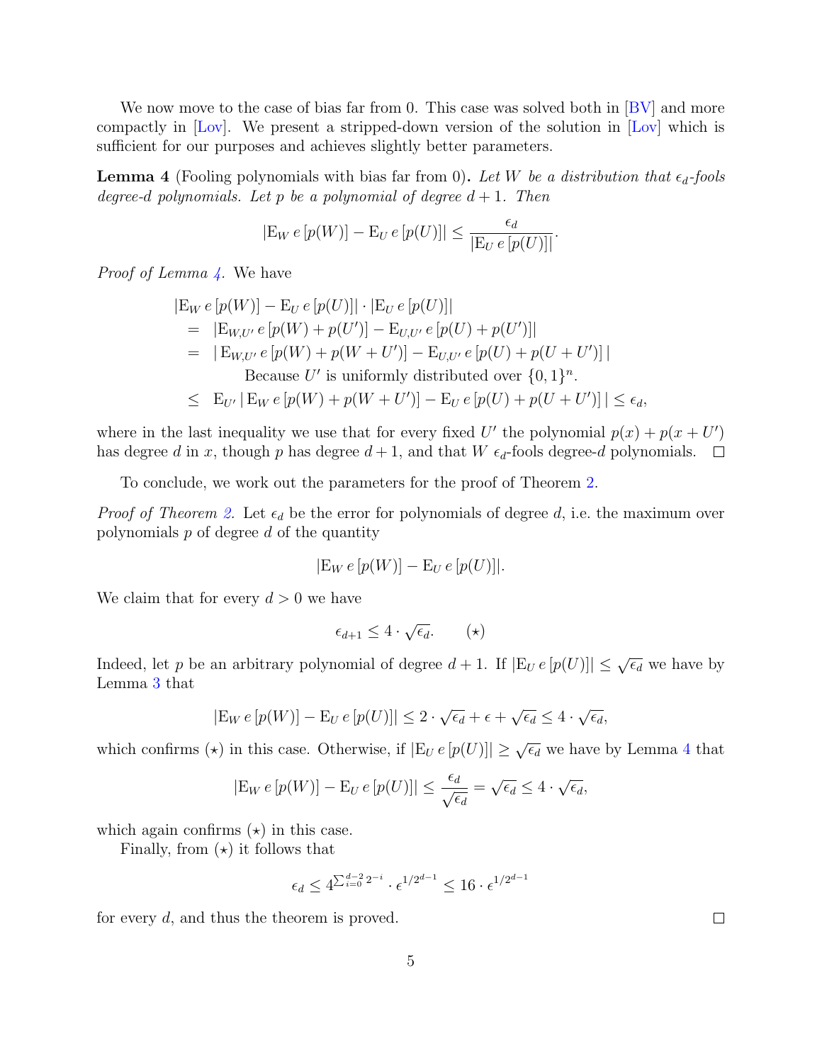We now move to the case of bias far from 0. This case was solved both in [BV] and more compactly in [Lov]. We present a stripped-down version of the solution in [Lov] which is sufficient for our purposes and achieves slightly better parameters.

**Lemma 4** (Fooling polynomials with bias far from 0)**.** *Let $W$ be a distribution that $\epsilon_d$-fools degree-$d$ polynomials. Let $p$ be a polynomial of degree $d+1$. Then*

$$|\mathrm{E}_W\, e\,[p(W)] - \mathrm{E}_U\, e\,[p(U)]| \leq \frac{\epsilon_d}{|\mathrm{E}_U\, e\,[p(U)]|}.$$

*Proof of Lemma 4.* We have

$$\begin{aligned}
&|\mathrm{E}_W\, e\,[p(W)] - \mathrm{E}_U\, e\,[p(U)]| \cdot |\mathrm{E}_U\, e\,[p(U)]| \\
&= \; |\mathrm{E}_{W,U'}\, e\,[p(W) + p(U')] - \mathrm{E}_{U,U'}\, e\,[p(U) + p(U')]| \\
&= \; |\, \mathrm{E}_{W,U'}\, e\,[p(W) + p(W+U')] - \mathrm{E}_{U,U'}\, e\,[p(U) + p(U+U')]\,| \\
&\qquad \text{Because } U' \text{ is uniformly distributed over } \{0,1\}^n. \\
&\leq \; \mathrm{E}_{U'}\, |\, \mathrm{E}_W\, e\,[p(W) + p(W+U')] - \mathrm{E}_U\, e\,[p(U) + p(U+U')]\,| \leq \epsilon_d,
\end{aligned}$$

where in the last inequality we use that for every fixed $U'$ the polynomial $p(x) + p(x+U')$ has degree $d$ in $x$, though $p$ has degree $d+1$, and that $W$ $\epsilon_d$-fools degree-$d$ polynomials. □

To conclude, we work out the parameters for the proof of Theorem 2.

*Proof of Theorem 2.* Let $\epsilon_d$ be the error for polynomials of degree $d$, i.e. the maximum over polynomials $p$ of degree $d$ of the quantity

$$|\mathrm{E}_W\, e\,[p(W)] - \mathrm{E}_U\, e\,[p(U)]|.$$

We claim that for every $d > 0$ we have

$$\epsilon_{d+1} \leq 4 \cdot \sqrt{\epsilon_d}. \qquad (\star)$$

Indeed, let $p$ be an arbitrary polynomial of degree $d+1$. If $|\mathrm{E}_U\, e\,[p(U)]| \leq \sqrt{\epsilon_d}$ we have by Lemma 3 that

$$|\mathrm{E}_W\, e\,[p(W)] - \mathrm{E}_U\, e\,[p(U)]| \leq 2 \cdot \sqrt{\epsilon_d} + \epsilon + \sqrt{\epsilon_d} \leq 4 \cdot \sqrt{\epsilon_d},$$

which confirms $(\star)$ in this case. Otherwise, if $|\mathrm{E}_U\, e\,[p(U)]| \geq \sqrt{\epsilon_d}$ we have by Lemma 4 that

$$|\mathrm{E}_W\, e\,[p(W)] - \mathrm{E}_U\, e\,[p(U)]| \leq \frac{\epsilon_d}{\sqrt{\epsilon_d}} = \sqrt{\epsilon_d} \leq 4 \cdot \sqrt{\epsilon_d},$$

which again confirms $(\star)$ in this case.

Finally, from $(\star)$ it follows that

$$\epsilon_d \leq 4^{\sum_{i=0}^{d-2} 2^{-i}} \cdot \epsilon^{1/2^{d-1}} \leq 16 \cdot \epsilon^{1/2^{d-1}}$$

for every $d$, and thus the theorem is proved. □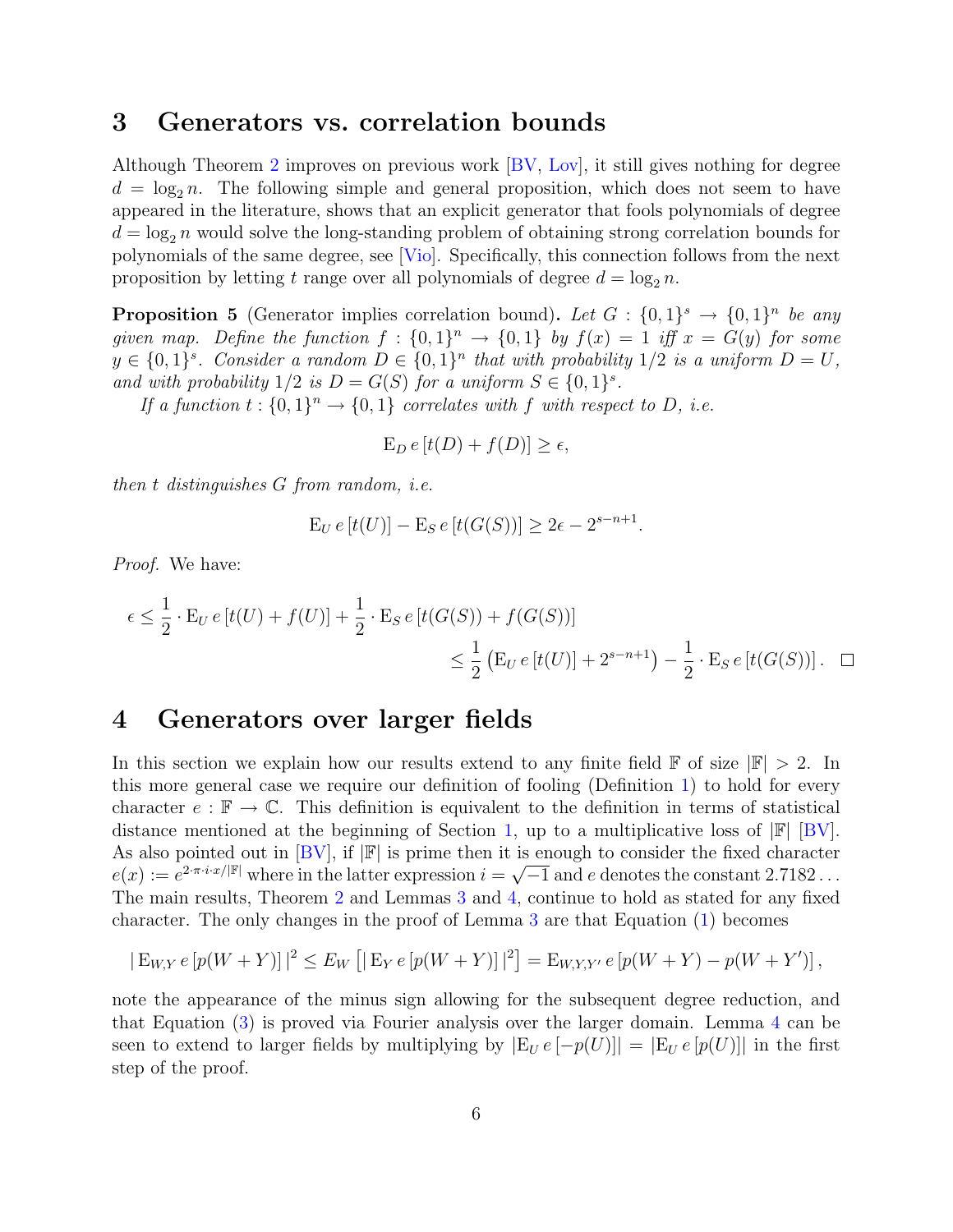## 3 Generators vs. correlation bounds

Although Theorem 2 improves on previous work [BV, Lov], it still gives nothing for degree $d = \log_2 n$. The following simple and general proposition, which does not seem to have appeared in the literature, shows that an explicit generator that fools polynomials of degree $d = \log_2 n$ would solve the long-standing problem of obtaining strong correlation bounds for polynomials of the same degree, see [Vio]. Specifically, this connection follows from the next proposition by letting $t$ range over all polynomials of degree $d = \log_2 n$.

**Proposition 5** (Generator implies correlation bound)**.** *Let $G : \{0,1\}^s \to \{0,1\}^n$ be any given map. Define the function $f : \{0,1\}^n \to \{0,1\}$ by $f(x) = 1$ iff $x = G(y)$ for some $y \in \{0,1\}^s$. Consider a random $D \in \{0,1\}^n$ that with probability $1/2$ is a uniform $D = U$, and with probability $1/2$ is $D = G(S)$ for a uniform $S \in \{0,1\}^s$.*

*If a function $t : \{0,1\}^n \to \{0,1\}$ correlates with $f$ with respect to $D$, i.e.*

$$\mathrm{E}_D\, e\,[t(D) + f(D)] \geq \epsilon,$$

*then $t$ distinguishes $G$ from random, i.e.*

$$\mathrm{E}_U\, e\,[t(U)] - \mathrm{E}_S\, e\,[t(G(S))] \geq 2\epsilon - 2^{s-n+1}.$$

*Proof.* We have:

$$\begin{aligned}\epsilon &\leq \frac{1}{2} \cdot \mathrm{E}_U\, e\,[t(U) + f(U)] + \frac{1}{2} \cdot \mathrm{E}_S\, e\,[t(G(S)) + f(G(S))] \\ &\leq \frac{1}{2}\left(\mathrm{E}_U\, e\,[t(U)] + 2^{s-n+1}\right) - \frac{1}{2} \cdot \mathrm{E}_S\, e\,[t(G(S))]. \quad \square\end{aligned}$$

## 4 Generators over larger fields

In this section we explain how our results extend to any finite field $\mathbb{F}$ of size $|\mathbb{F}| > 2$. In this more general case we require our definition of fooling (Definition 1) to hold for every character $e : \mathbb{F} \to \mathbb{C}$. This definition is equivalent to the definition in terms of statistical distance mentioned at the beginning of Section 1, up to a multiplicative loss of $|\mathbb{F}|$ [BV]. As also pointed out in [BV], if $|\mathbb{F}|$ is prime then it is enough to consider the fixed character $e(x) := e^{2 \cdot \pi \cdot i \cdot x / |\mathbb{F}|}$ where in the latter expression $i = \sqrt{-1}$ and $e$ denotes the constant $2.7182\ldots$ The main results, Theorem 2 and Lemmas 3 and 4, continue to hold as stated for any fixed character. The only changes in the proof of Lemma 3 are that Equation (1) becomes

$$|\,\mathrm{E}_{W,Y}\, e\,[p(W+Y)]\,|^2 \leq E_W\left[|\,\mathrm{E}_Y\, e\,[p(W+Y)]\,|^2\right] = \mathrm{E}_{W,Y,Y'}\, e\,[p(W+Y) - p(W+Y')]\,,$$

note the appearance of the minus sign allowing for the subsequent degree reduction, and that Equation (3) is proved via Fourier analysis over the larger domain. Lemma 4 can be seen to extend to larger fields by multiplying by $|\mathrm{E}_U\, e\,[-p(U)]| = |\mathrm{E}_U\, e\,[p(U)]|$ in the first step of the proof.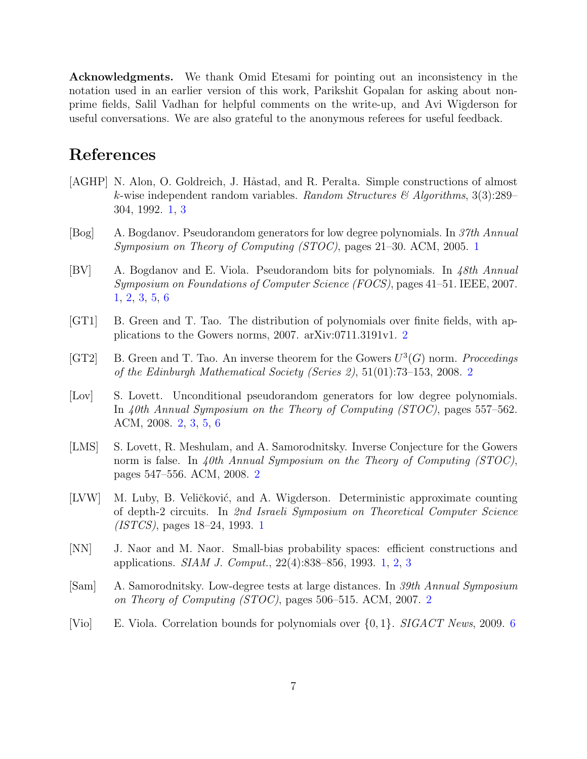**Acknowledgments.** We thank Omid Etesami for pointing out an inconsistency in the notation used in an earlier version of this work, Parikshit Gopalan for asking about non-prime fields, Salil Vadhan for helpful comments on the write-up, and Avi Wigderson for useful conversations. We are also grateful to the anonymous referees for useful feedback.

# References

[AGHP] N. Alon, O. Goldreich, J. Håstad, and R. Peralta. Simple constructions of almost $k$-wise independent random variables. *Random Structures & Algorithms*, 3(3):289–304, 1992. 1, 3

[Bog] A. Bogdanov. Pseudorandom generators for low degree polynomials. In *37th Annual Symposium on Theory of Computing (STOC)*, pages 21–30. ACM, 2005. 1

[BV] A. Bogdanov and E. Viola. Pseudorandom bits for polynomials. In *48th Annual Symposium on Foundations of Computer Science (FOCS)*, pages 41–51. IEEE, 2007. 1, 2, 3, 5, 6

[GT1] B. Green and T. Tao. The distribution of polynomials over finite fields, with applications to the Gowers norms, 2007. arXiv:0711.3191v1. 2

[GT2] B. Green and T. Tao. An inverse theorem for the Gowers $U^3(G)$ norm. *Proceedings of the Edinburgh Mathematical Society (Series 2)*, 51(01):73–153, 2008. 2

[Lov] S. Lovett. Unconditional pseudorandom generators for low degree polynomials. In *40th Annual Symposium on the Theory of Computing (STOC)*, pages 557–562. ACM, 2008. 2, 3, 5, 6

[LMS] S. Lovett, R. Meshulam, and A. Samorodnitsky. Inverse Conjecture for the Gowers norm is false. In *40th Annual Symposium on the Theory of Computing (STOC)*, pages 547–556. ACM, 2008. 2

[LVW] M. Luby, B. Veličković, and A. Wigderson. Deterministic approximate counting of depth-2 circuits. In *2nd Israeli Symposium on Theoretical Computer Science (ISTCS)*, pages 18–24, 1993. 1

[NN] J. Naor and M. Naor. Small-bias probability spaces: efficient constructions and applications. *SIAM J. Comput.*, 22(4):838–856, 1993. 1, 2, 3

[Sam] A. Samorodnitsky. Low-degree tests at large distances. In *39th Annual Symposium on Theory of Computing (STOC)*, pages 506–515. ACM, 2007. 2

[Vio] E. Viola. Correlation bounds for polynomials over $\{0, 1\}$. *SIGACT News*, 2009. 6